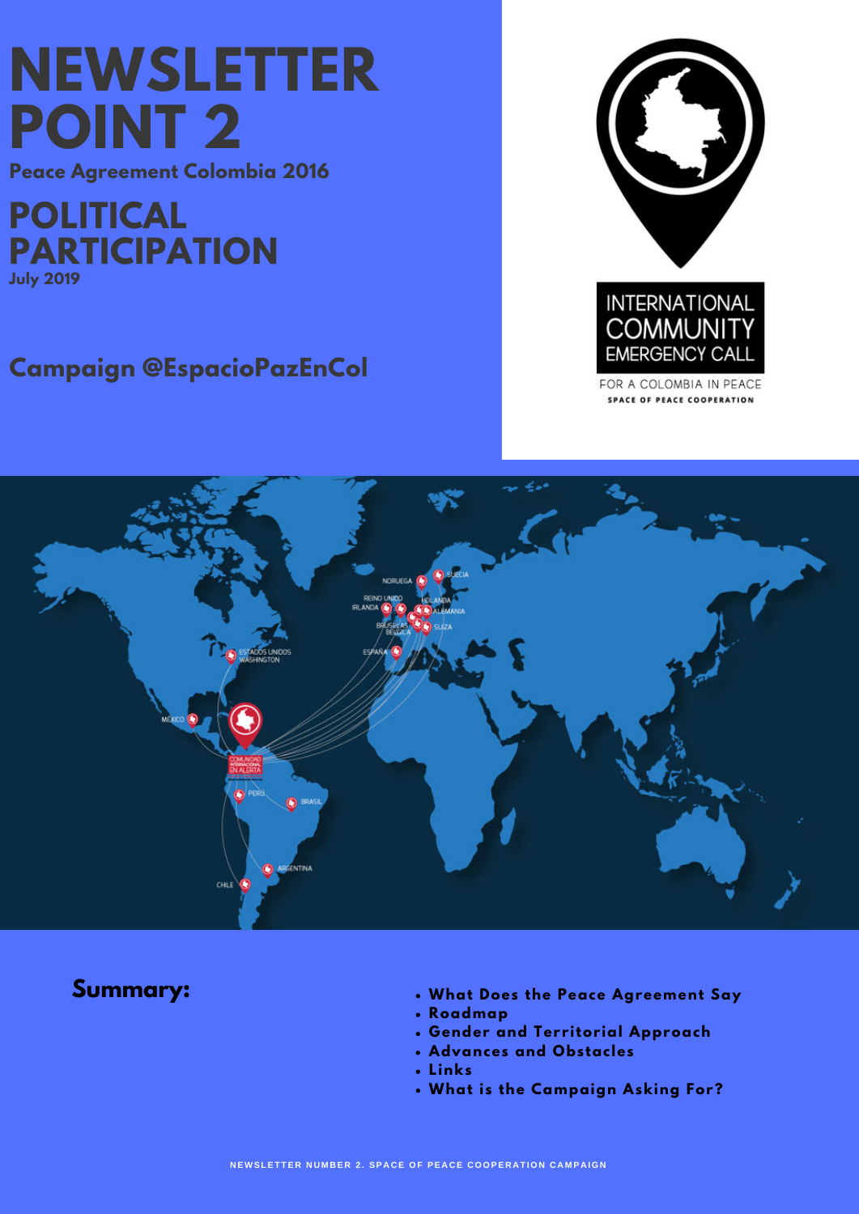# NEWSLETTER POINT 2

**Peace Agreement Colombia 2016**

## POLITICAL PARTICIPATION

**July 2019**

**Campaign @EspacioPazEnCol**

INTERNATIONAL COMMUNITY EMERGENCY CALL

FOR A COLOMBIA IN PEACE

SPACE OF PEACE COOPERATION

**Summary:**

- **What Does the Peace Agreement Say**
- **Roadmap**
- **Gender and Territorial Approach**
- **Advances and Obstacles**
- **Links**
- **What is the Campaign Asking For?**

NEWSLETTER NUMBER 2. SPACE OF PEACE COOPERATION CAMPAIGN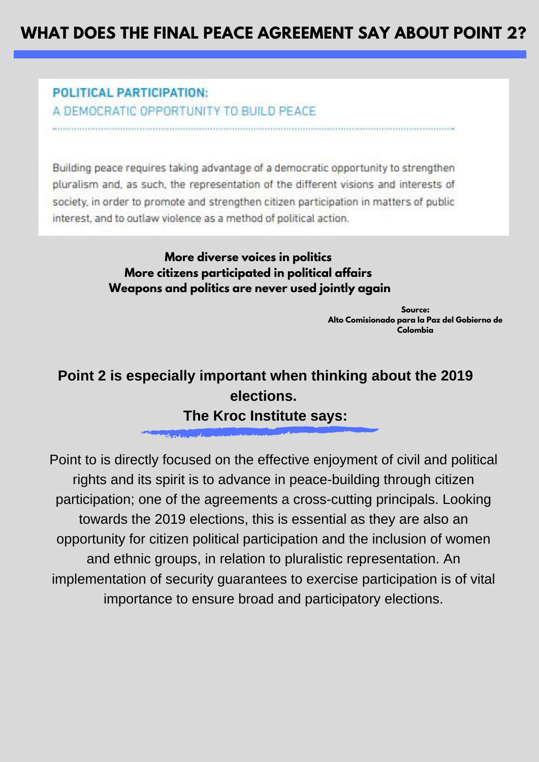# WHAT DOES THE FINAL PEACE AGREEMENT SAY ABOUT POINT 2?

## POLITICAL PARTICIPATION:

A DEMOCRATIC OPPORTUNITY TO BUILD PEACE

Building peace requires taking advantage of a democratic opportunity to strengthen pluralism and, as such, the representation of the different visions and interests of society, in order to promote and strengthen citizen participation in matters of public interest, and to outlaw violence as a method of political action.

**More diverse voices in politics**
**More citizens participated in political affairs**
**Weapons and politics are never used jointly again**

**Source:**
**Alto Comisionado para la Paz del Gobierno de Colombia**

**Point 2 is especially important when thinking about the 2019 elections.**
**The Kroc Institute says:**

Point to is directly focused on the effective enjoyment of civil and political rights and its spirit is to advance in peace-building through citizen participation; one of the agreements a cross-cutting principals. Looking towards the 2019 elections, this is essential as they are also an opportunity for citizen political participation and the inclusion of women and ethnic groups, in relation to pluralistic representation. An implementation of security guarantees to exercise participation is of vital importance to ensure broad and participatory elections.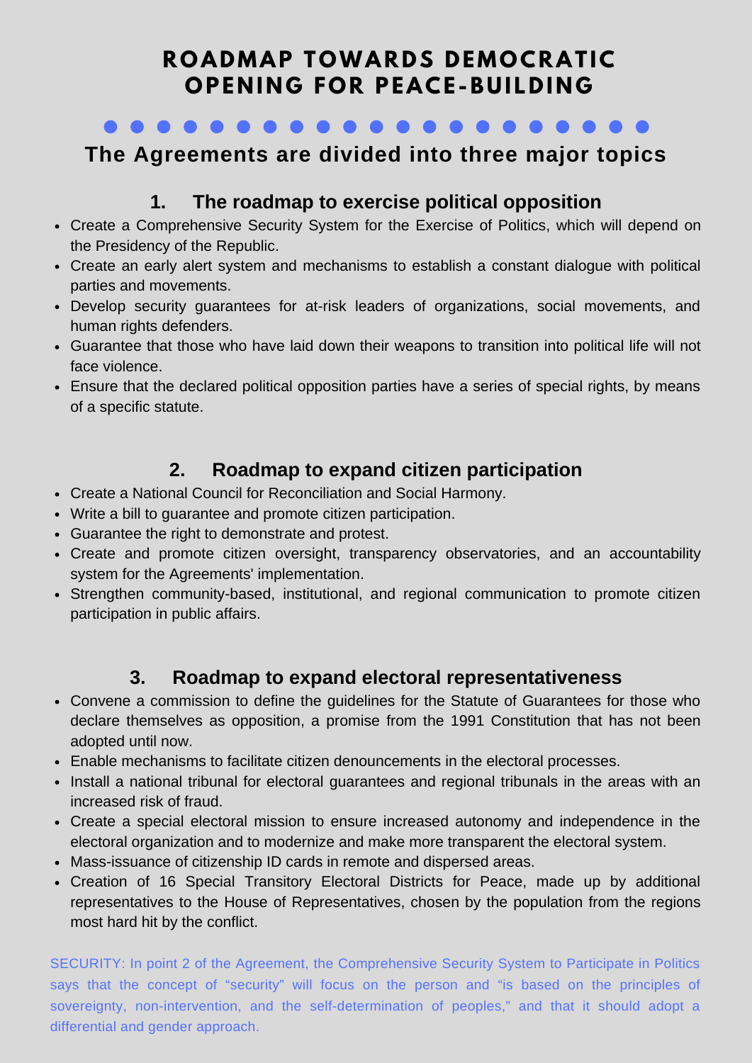# ROADMAP TOWARDS DEMOCRATIC OPENING FOR PEACE-BUILDING

## The Agreements are divided into three major topics

### 1. The roadmap to exercise political opposition

- Create a Comprehensive Security System for the Exercise of Politics, which will depend on the Presidency of the Republic.
- Create an early alert system and mechanisms to establish a constant dialogue with political parties and movements.
- Develop security guarantees for at-risk leaders of organizations, social movements, and human rights defenders.
- Guarantee that those who have laid down their weapons to transition into political life will not face violence.
- Ensure that the declared political opposition parties have a series of special rights, by means of a specific statute.

### 2. Roadmap to expand citizen participation

- Create a National Council for Reconciliation and Social Harmony.
- Write a bill to guarantee and promote citizen participation.
- Guarantee the right to demonstrate and protest.
- Create and promote citizen oversight, transparency observatories, and an accountability system for the Agreements' implementation.
- Strengthen community-based, institutional, and regional communication to promote citizen participation in public affairs.

### 3. Roadmap to expand electoral representativeness

- Convene a commission to define the guidelines for the Statute of Guarantees for those who declare themselves as opposition, a promise from the 1991 Constitution that has not been adopted until now.
- Enable mechanisms to facilitate citizen denouncements in the electoral processes.
- Install a national tribunal for electoral guarantees and regional tribunals in the areas with an increased risk of fraud.
- Create a special electoral mission to ensure increased autonomy and independence in the electoral organization and to modernize and make more transparent the electoral system.
- Mass-issuance of citizenship ID cards in remote and dispersed areas.
- Creation of 16 Special Transitory Electoral Districts for Peace, made up by additional representatives to the House of Representatives, chosen by the population from the regions most hard hit by the conflict.

SECURITY: In point 2 of the Agreement, the Comprehensive Security System to Participate in Politics says that the concept of "security" will focus on the person and "is based on the principles of sovereignty, non-intervention, and the self-determination of peoples," and that it should adopt a differential and gender approach.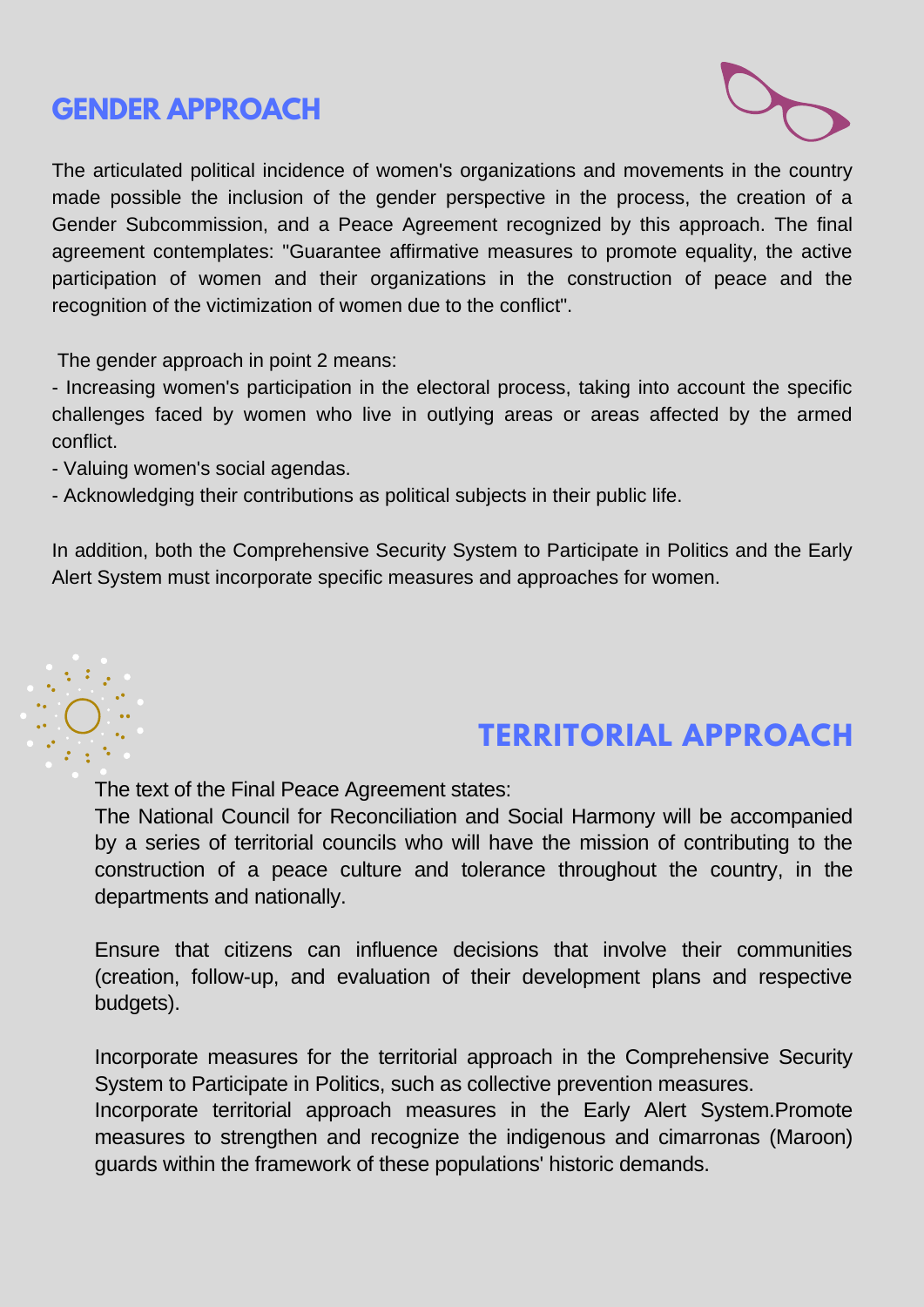## GENDER APPROACH

The articulated political incidence of women's organizations and movements in the country made possible the inclusion of the gender perspective in the process, the creation of a Gender Subcommission, and a Peace Agreement recognized by this approach. The final agreement contemplates: "Guarantee affirmative measures to promote equality, the active participation of women and their organizations in the construction of peace and the recognition of the victimization of women due to the conflict".

The gender approach in point 2 means:

- Increasing women's participation in the electoral process, taking into account the specific challenges faced by women who live in outlying areas or areas affected by the armed conflict.
- Valuing women's social agendas.
- Acknowledging their contributions as political subjects in their public life.

In addition, both the Comprehensive Security System to Participate in Politics and the Early Alert System must incorporate specific measures and approaches for women.

## TERRITORIAL APPROACH

The text of the Final Peace Agreement states:

The National Council for Reconciliation and Social Harmony will be accompanied by a series of territorial councils who will have the mission of contributing to the construction of a peace culture and tolerance throughout the country, in the departments and nationally.

Ensure that citizens can influence decisions that involve their communities (creation, follow-up, and evaluation of their development plans and respective budgets).

Incorporate measures for the territorial approach in the Comprehensive Security System to Participate in Politics, such as collective prevention measures.

Incorporate territorial approach measures in the Early Alert System.Promote measures to strengthen and recognize the indigenous and cimarronas (Maroon) guards within the framework of these populations' historic demands.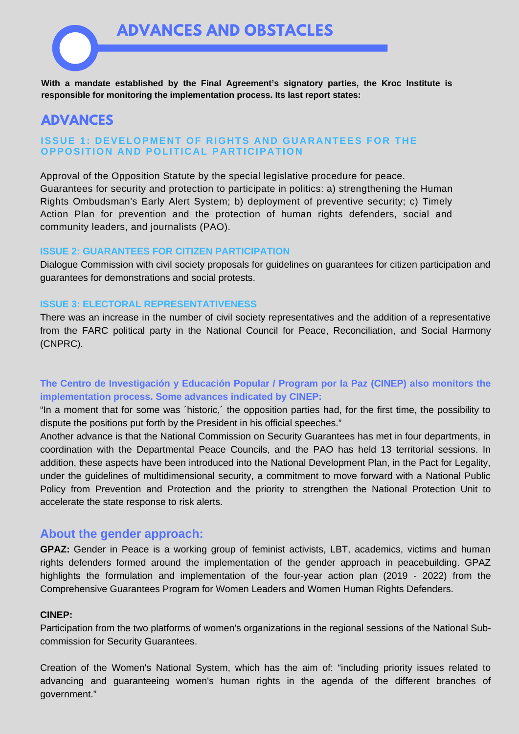# ADVANCES AND OBSTACLES

**With a mandate established by the Final Agreement's signatory parties, the Kroc Institute is responsible for monitoring the implementation process. Its last report states:**

## ADVANCES

### ISSUE 1: DEVELOPMENT OF RIGHTS AND GUARANTEES FOR THE OPPOSITION AND POLITICAL PARTICIPATION

Approval of the Opposition Statute by the special legislative procedure for peace.
Guarantees for security and protection to participate in politics: a) strengthening the Human Rights Ombudsman's Early Alert System; b) deployment of preventive security; c) Timely Action Plan for prevention and the protection of human rights defenders, social and community leaders, and journalists (PAO).

### ISSUE 2: GUARANTEES FOR CITIZEN PARTICIPATION

Dialogue Commission with civil society proposals for guidelines on guarantees for citizen participation and guarantees for demonstrations and social protests.

### ISSUE 3: ELECTORAL REPRESENTATIVENESS

There was an increase in the number of civil society representatives and the addition of a representative from the FARC political party in the National Council for Peace, Reconciliation, and Social Harmony (CNPRC).

**The Centro de Investigación y Educación Popular / Program por la Paz (CINEP) also monitors the implementation process. Some advances indicated by CINEP:**

"In a moment that for some was ´historic,´ the opposition parties had, for the first time, the possibility to dispute the positions put forth by the President in his official speeches."

Another advance is that the National Commission on Security Guarantees has met in four departments, in coordination with the Departmental Peace Councils, and the PAO has held 13 territorial sessions. In addition, these aspects have been introduced into the National Development Plan, in the Pact for Legality, under the guidelines of multidimensional security, a commitment to move forward with a National Public Policy from Prevention and Protection and the priority to strengthen the National Protection Unit to accelerate the state response to risk alerts.

## About the gender approach:

**GPAZ:** Gender in Peace is a working group of feminist activists, LBT, academics, victims and human rights defenders formed around the implementation of the gender approach in peacebuilding. GPAZ highlights the formulation and implementation of the four-year action plan (2019 - 2022) from the Comprehensive Guarantees Program for Women Leaders and Women Human Rights Defenders.

**CINEP:**

Participation from the two platforms of women's organizations in the regional sessions of the National Sub-commission for Security Guarantees.

Creation of the Women's National System, which has the aim of: "including priority issues related to advancing and guaranteeing women's human rights in the agenda of the different branches of government."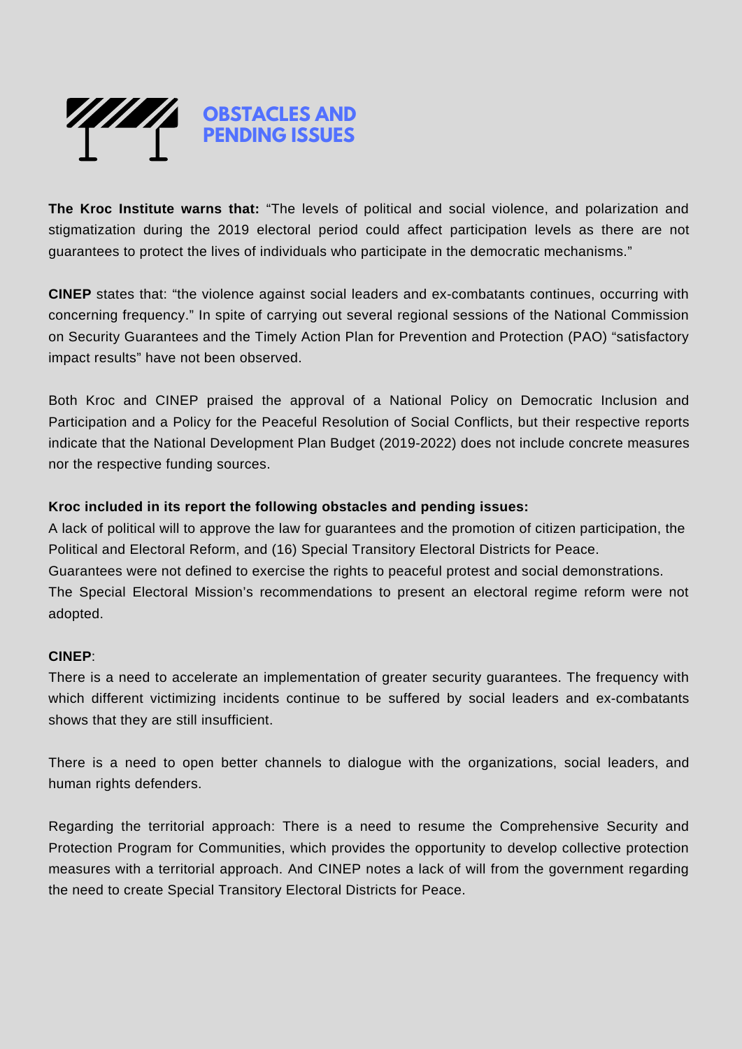## OBSTACLES AND PENDING ISSUES

**The Kroc Institute warns that:** "The levels of political and social violence, and polarization and stigmatization during the 2019 electoral period could affect participation levels as there are not guarantees to protect the lives of individuals who participate in the democratic mechanisms."

**CINEP** states that: "the violence against social leaders and ex-combatants continues, occurring with concerning frequency." In spite of carrying out several regional sessions of the National Commission on Security Guarantees and the Timely Action Plan for Prevention and Protection (PAO) "satisfactory impact results" have not been observed.

Both Kroc and CINEP praised the approval of a National Policy on Democratic Inclusion and Participation and a Policy for the Peaceful Resolution of Social Conflicts, but their respective reports indicate that the National Development Plan Budget (2019-2022) does not include concrete measures nor the respective funding sources.

**Kroc included in its report the following obstacles and pending issues:**

A lack of political will to approve the law for guarantees and the promotion of citizen participation, the Political and Electoral Reform, and (16) Special Transitory Electoral Districts for Peace.

Guarantees were not defined to exercise the rights to peaceful protest and social demonstrations.

The Special Electoral Mission's recommendations to present an electoral regime reform were not adopted.

**CINEP**:

There is a need to accelerate an implementation of greater security guarantees. The frequency with which different victimizing incidents continue to be suffered by social leaders and ex-combatants shows that they are still insufficient.

There is a need to open better channels to dialogue with the organizations, social leaders, and human rights defenders.

Regarding the territorial approach: There is a need to resume the Comprehensive Security and Protection Program for Communities, which provides the opportunity to develop collective protection measures with a territorial approach. And CINEP notes a lack of will from the government regarding the need to create Special Transitory Electoral Districts for Peace.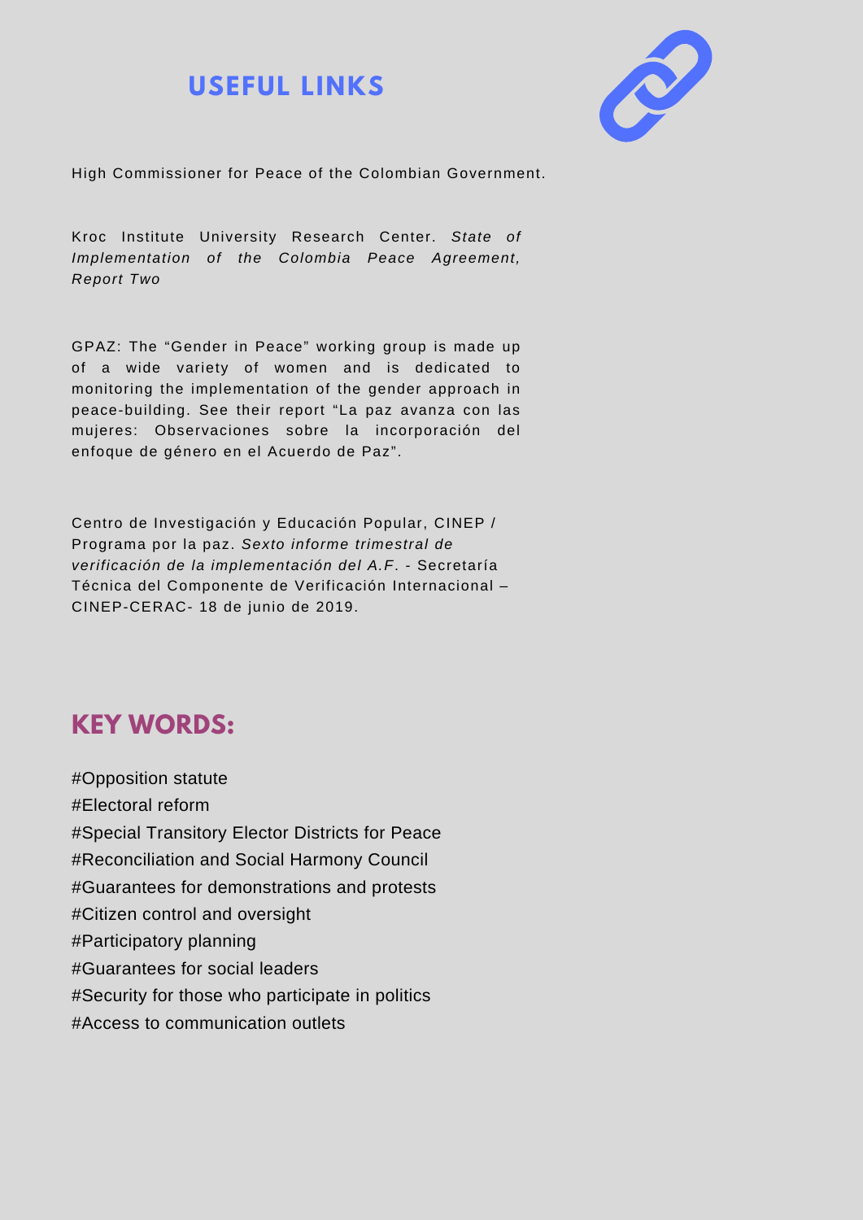## USEFUL LINKS

High Commissioner for Peace of the Colombian Government.

Kroc Institute University Research Center. *State of Implementation of the Colombia Peace Agreement, Report Two*

GPAZ: The “Gender in Peace” working group is made up of a wide variety of women and is dedicated to monitoring the implementation of the gender approach in peace-building. See their report “La paz avanza con las mujeres: Observaciones sobre la incorporación del enfoque de género en el Acuerdo de Paz”.

Centro de Investigación y Educación Popular, CINEP / Programa por la paz. *Sexto informe trimestral de verificación de la implementación del A.F.* - Secretaría Técnica del Componente de Verificación Internacional – CINEP-CERAC- 18 de junio de 2019.

## KEY WORDS:

#Opposition statute
#Electoral reform
#Special Transitory Elector Districts for Peace
#Reconciliation and Social Harmony Council
#Guarantees for demonstrations and protests
#Citizen control and oversight
#Participatory planning
#Guarantees for social leaders
#Security for those who participate in politics
#Access to communication outlets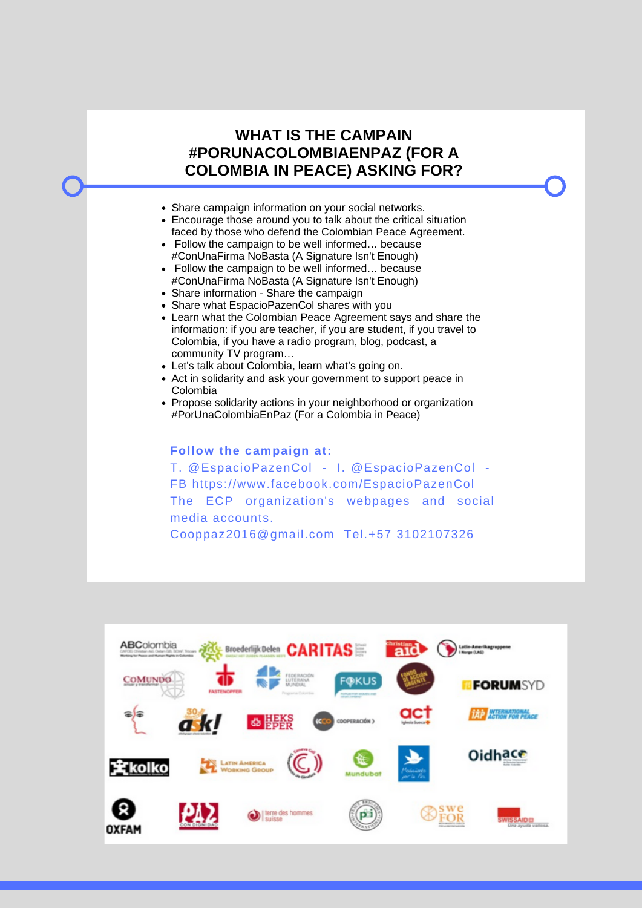## WHAT IS THE CAMPAIN #PORUNACOLOMBIAENPAZ (FOR A COLOMBIA IN PEACE) ASKING FOR?

- Share campaign information on your social networks.
- Encourage those around you to talk about the critical situation faced by those who defend the Colombian Peace Agreement.
- Follow the campaign to be well informed… because #ConUnaFirma NoBasta (A Signature Isn't Enough)
- Follow the campaign to be well informed… because #ConUnaFirma NoBasta (A Signature Isn't Enough)
- Share information - Share the campaign
- Share what EspacioPazenCol shares with you
- Learn what the Colombian Peace Agreement says and share the information: if you are teacher, if you are student, if you travel to Colombia, if you have a radio program, blog, podcast, a community TV program…
- Let's talk about Colombia, learn what's going on.
- Act in solidarity and ask your government to support peace in Colombia
- Propose solidarity actions in your neighborhood or organization #PorUnaColombiaEnPaz (For a Colombia in Peace)

**Follow the campaign at:**

T. @EspacioPazenCol - I. @EspacioPazenCol - FB https://www.facebook.com/EspacioPazenCol

The ECP organization's webpages and social media accounts.

Cooppaz2016@gmail.com Tel.+57 3102107326